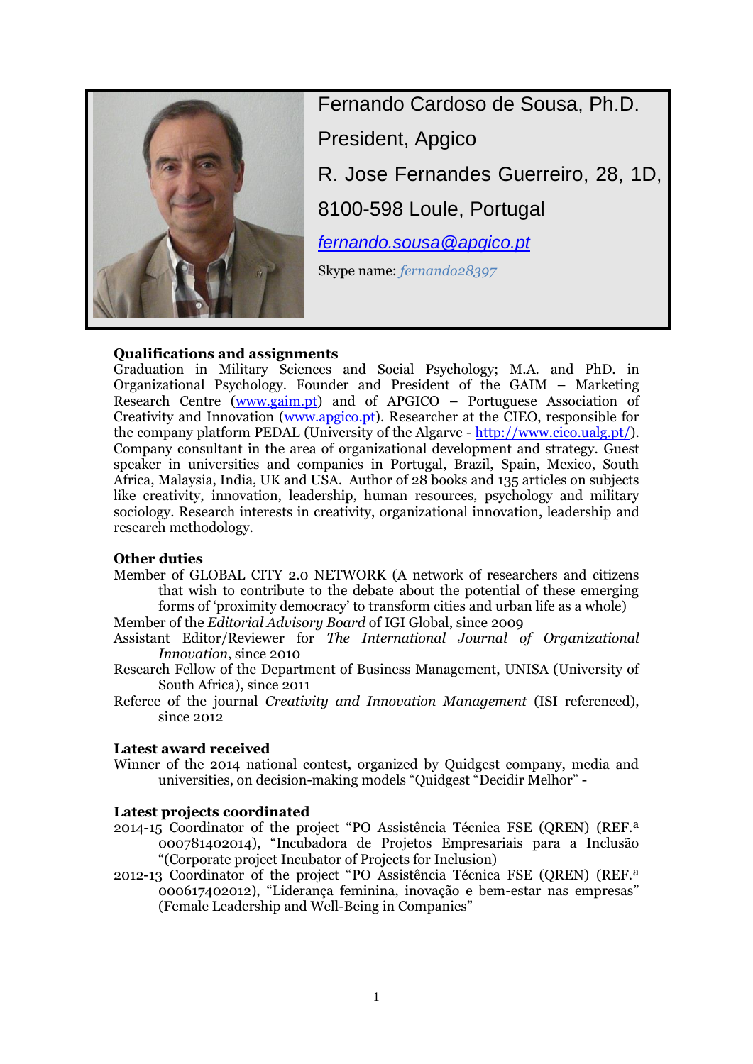Fernando Cardoso de Sousa, Ph.D.

President, Apgico

R. Jose Fernandes Guerreiro, 28, 1D,

8100-598 Loule, Portugal

*fernando.sousa@apgico.pt*

Skype name: *fernando28397*

## Qualifications and assignments

Graduation in Military Sciences and Social Psychology; M.A. and PhD. in Organizational Psychology. Founder and President of the GAIM – Marketing Research Centre (www.gaim.pt) and of APGICO – Portuguese Association of Creativity and Innovation (www.apgico.pt). Researcher at the CIEO, responsible for the company platform PEDAL (University of the Algarve - http://www.cieo.ualg.pt/). Company consultant in the area of organizational development and strategy. Guest speaker in universities and companies in Portugal, Brazil, Spain, Mexico, South Africa, Malaysia, India, UK and USA. Author of 28 books and 135 articles on subjects like creativity, innovation, leadership, human resources, psychology and military sociology. Research interests in creativity, organizational innovation, leadership and research methodology.

## Other duties

Member of GLOBAL CITY 2.0 NETWORK (A network of researchers and citizens that wish to contribute to the debate about the potential of these emerging forms of 'proximity democracy' to transform cities and urban life as a whole)

Member of the *Editorial Advisory Board* of IGI Global, since 2009

Assistant Editor/Reviewer for *The International Journal of Organizational Innovation*, since 2010

Research Fellow of the Department of Business Management, UNISA (University of South Africa), since 2011

Referee of the journal *Creativity and Innovation Management* (ISI referenced), since 2012

## Latest award received

Winner of the 2014 national contest, organized by Quidgest company, media and universities, on decision-making models "Quidgest "Decidir Melhor" -

## Latest projects coordinated

2014-15 Coordinator of the project "PO Assistência Técnica FSE (QREN) (REF.ª 000781402014), "Incubadora de Projetos Empresariais para a Inclusão "(Corporate project Incubator of Projects for Inclusion)

2012-13 Coordinator of the project "PO Assistência Técnica FSE (QREN) (REF.ª 000617402012), "Liderança feminina, inovação e bem-estar nas empresas" (Female Leadership and Well-Being in Companies"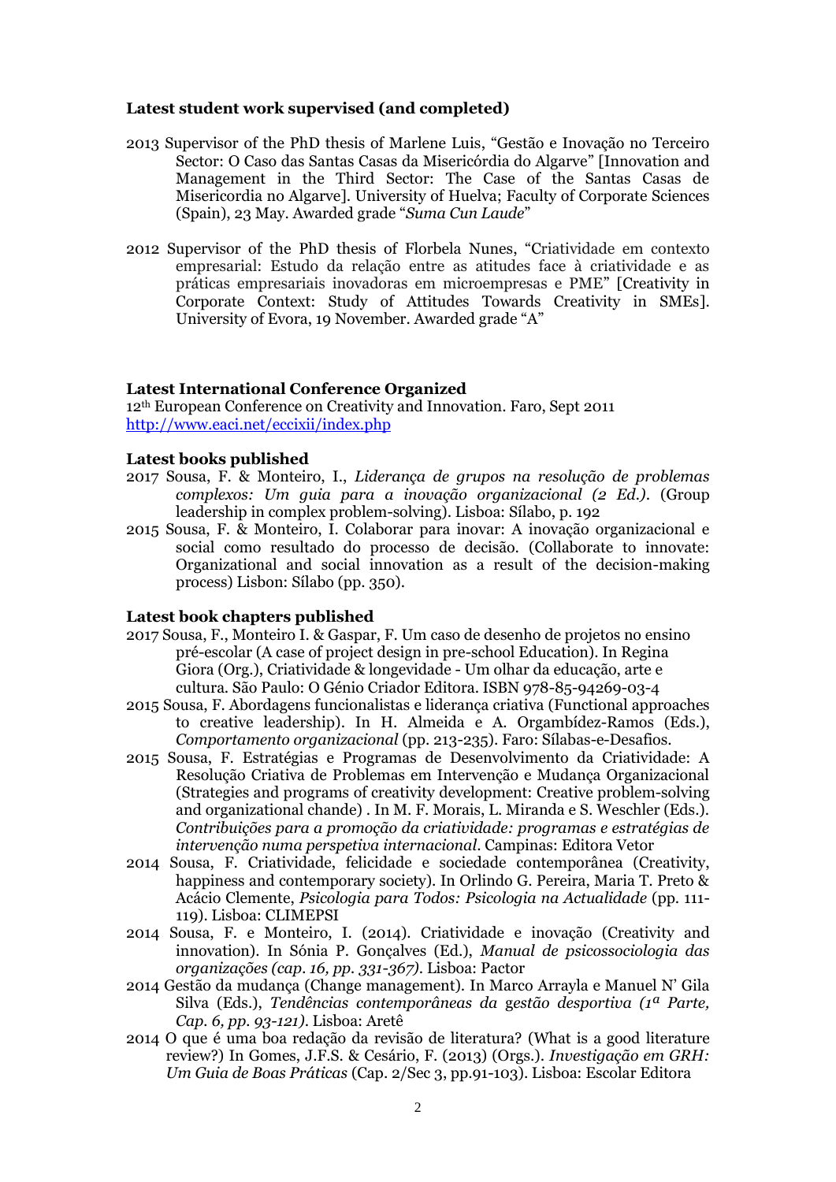### Latest student work supervised (and completed)

2013 Supervisor of the PhD thesis of Marlene Luis, "Gestão e Inovação no Terceiro Sector: O Caso das Santas Casas da Misericórdia do Algarve" [Innovation and Management in the Third Sector: The Case of the Santas Casas de Misericordia no Algarve]. University of Huelva; Faculty of Corporate Sciences (Spain), 23 May. Awarded grade "*Suma Cun Laude*"

2012 Supervisor of the PhD thesis of Florbela Nunes, "Criatividade em contexto empresarial: Estudo da relação entre as atitudes face à criatividade e as práticas empresariais inovadoras em microempresas e PME" [Creativity in Corporate Context: Study of Attitudes Towards Creativity in SMEs]. University of Evora, 19 November. Awarded grade "A"

### Latest International Conference Organized

12th European Conference on Creativity and Innovation. Faro, Sept 2011
http://www.eaci.net/eccixii/index.php

### Latest books published

2017 Sousa, F. & Monteiro, I., *Liderança de grupos na resolução de problemas complexos: Um guia para a inovação organizacional (2 Ed.).* (Group leadership in complex problem-solving). Lisboa: Sílabo, p. 192

2015 Sousa, F. & Monteiro, I. Colaborar para inovar: A inovação organizacional e social como resultado do processo de decisão. (Collaborate to innovate: Organizational and social innovation as a result of the decision-making process) Lisbon: Sílabo (pp. 350).

### Latest book chapters published

2017 Sousa, F., Monteiro I. & Gaspar, F. Um caso de desenho de projetos no ensino pré-escolar (A case of project design in pre-school Education). In Regina Giora (Org.), Criatividade & longevidade - Um olhar da educação, arte e cultura. São Paulo: O Génio Criador Editora. ISBN 978-85-94269-03-4

2015 Sousa, F. Abordagens funcionalistas e liderança criativa (Functional approaches to creative leadership). In H. Almeida e A. Orgambídez-Ramos (Eds.), *Comportamento organizacional* (pp. 213-235). Faro: Sílabas-e-Desafios.

2015 Sousa, F. Estratégias e Programas de Desenvolvimento da Criatividade: A Resolução Criativa de Problemas em Intervenção e Mudança Organizacional (Strategies and programs of creativity development: Creative problem-solving and organizational chande) . In M. F. Morais, L. Miranda e S. Weschler (Eds.). *Contribuições para a promoção da criatividade: programas e estratégias de intervenção numa perspetiva internacional.* Campinas: Editora Vetor

2014 Sousa, F. Criatividade, felicidade e sociedade contemporânea (Creativity, happiness and contemporary society). In Orlindo G. Pereira, Maria T. Preto & Acácio Clemente, *Psicologia para Todos: Psicologia na Actualidade* (pp. 111-119). Lisboa: CLIMEPSI

2014 Sousa, F. e Monteiro, I. (2014). Criatividade e inovação (Creativity and innovation). In Sónia P. Gonçalves (Ed.), *Manual de psicossociologia das organizações (cap. 16, pp. 331-367).* Lisboa: Pactor

2014 Gestão da mudança (Change management). In Marco Arrayla e Manuel N' Gila Silva (Eds.), *Tendências contemporâneas da gestão desportiva (1ª Parte, Cap. 6, pp. 93-121).* Lisboa: Aretê

2014 O que é uma boa redação da revisão de literatura? (What is a good literature review?) In Gomes, J.F.S. & Cesário, F. (2013) (Orgs.). *Investigação em GRH: Um Guia de Boas Práticas* (Cap. 2/Sec 3, pp.91-103). Lisboa: Escolar Editora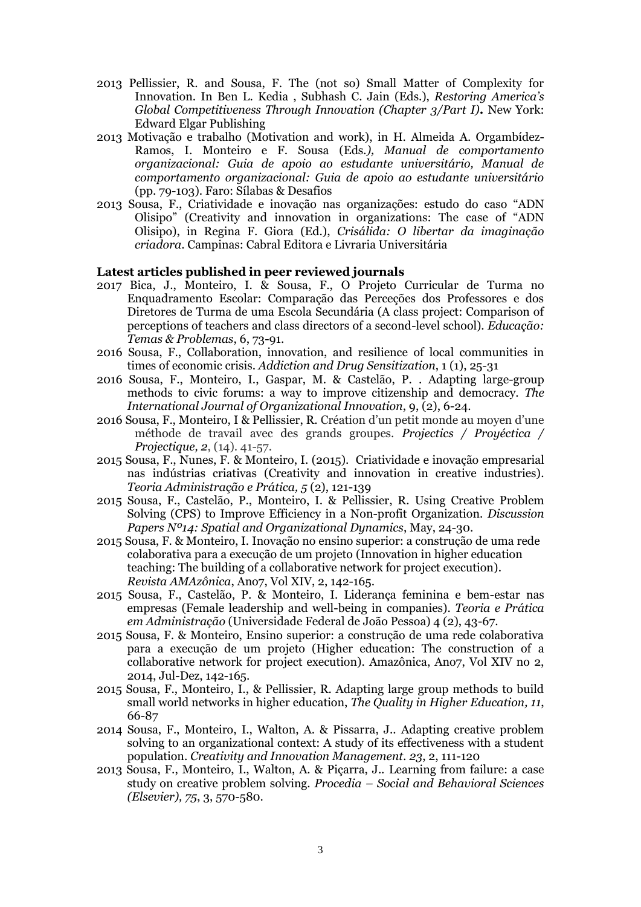- 2013 Pellissier, R. and Sousa, F. The (not so) Small Matter of Complexity for Innovation. In Ben L. Kedia , Subhash C. Jain (Eds.), *Restoring America's Global Competitiveness Through Innovation (Chapter 3/Part I)***.** New York: Edward Elgar Publishing
- 2013 Motivação e trabalho (Motivation and work), in H. Almeida A. Orgambídez-Ramos, I. Monteiro e F. Sousa (Eds*.), Manual de comportamento organizacional: Guia de apoio ao estudante universitário, Manual de comportamento organizacional: Guia de apoio ao estudante universitário* (pp. 79-103). Faro: Sílabas & Desafios
- 2013 Sousa, F., Criatividade e inovação nas organizações: estudo do caso "ADN Olisipo" (Creativity and innovation in organizations: The case of "ADN Olisipo), in Regina F. Giora (Ed.), *Crisálida: O libertar da imaginação criadora*. Campinas: Cabral Editora e Livraria Universitária

**Latest articles published in peer reviewed journals**

- 2017 Bica, J., Monteiro, I. & Sousa, F., O Projeto Curricular de Turma no Enquadramento Escolar: Comparação das Perceções dos Professores e dos Diretores de Turma de uma Escola Secundária (A class project: Comparison of perceptions of teachers and class directors of a second-level school). *Educação: Temas & Problemas*, 6, 73-91.
- 2016 Sousa, F., Collaboration, innovation, and resilience of local communities in times of economic crisis. *Addiction and Drug Sensitization*, 1 (1), 25-31
- 2016 Sousa, F., Monteiro, I., Gaspar, M. & Castelão, P. . Adapting large-group methods to civic forums: a way to improve citizenship and democracy. *The International Journal of Organizational Innovation*, 9, (2), 6-24.
- 2016 Sousa, F., Monteiro, I & Pellissier, R. Création d'un petit monde au moyen d'une méthode de travail avec des grands groupes. *Projectics / Proyéctica / Projectique, 2*, (14). 41-57.
- 2015 Sousa, F., Nunes, F. & Monteiro, I. (2015). Criatividade e inovação empresarial nas indústrias criativas (Creativity and innovation in creative industries). *Teoria Administração e Prática, 5* (2), 121-139
- 2015 Sousa, F., Castelão, P., Monteiro, I. & Pellissier, R. Using Creative Problem Solving (CPS) to Improve Efficiency in a Non-profit Organization. *Discussion Papers Nº14: Spatial and Organizational Dynamics*, May, 24-30.
- 2015 Sousa, F. & Monteiro, I. Inovação no ensino superior: a construção de uma rede colaborativa para a execução de um projeto (Innovation in higher education teaching: The building of a collaborative network for project execution). *Revista AMAzônica*, Ano7, Vol XIV, 2, 142-165.
- 2015 Sousa, F., Castelão, P. & Monteiro, I. Liderança feminina e bem-estar nas empresas (Female leadership and well-being in companies). *Teoria e Prática em Administração* (Universidade Federal de João Pessoa) 4 (2), 43-67.
- 2015 Sousa, F. & Monteiro, Ensino superior: a construção de uma rede colaborativa para a execução de um projeto (Higher education: The construction of a collaborative network for project execution). Amazônica, Ano7, Vol XIV no 2, 2014, Jul-Dez, 142-165.
- 2015 Sousa, F., Monteiro, I., & Pellissier, R. Adapting large group methods to build small world networks in higher education, *The Quality in Higher Education, 11*, 66-87
- 2014 Sousa, F., Monteiro, I., Walton, A. & Pissarra, J.. Adapting creative problem solving to an organizational context: A study of its effectiveness with a student population. *Creativity and Innovation Management*. *23*, 2, 111-120
- 2013 Sousa, F., Monteiro, I., Walton, A. & Piçarra, J.. Learning from failure: a case study on creative problem solving. *Procedia – Social and Behavioral Sciences (Elsevier), 75*, 3, 570-580.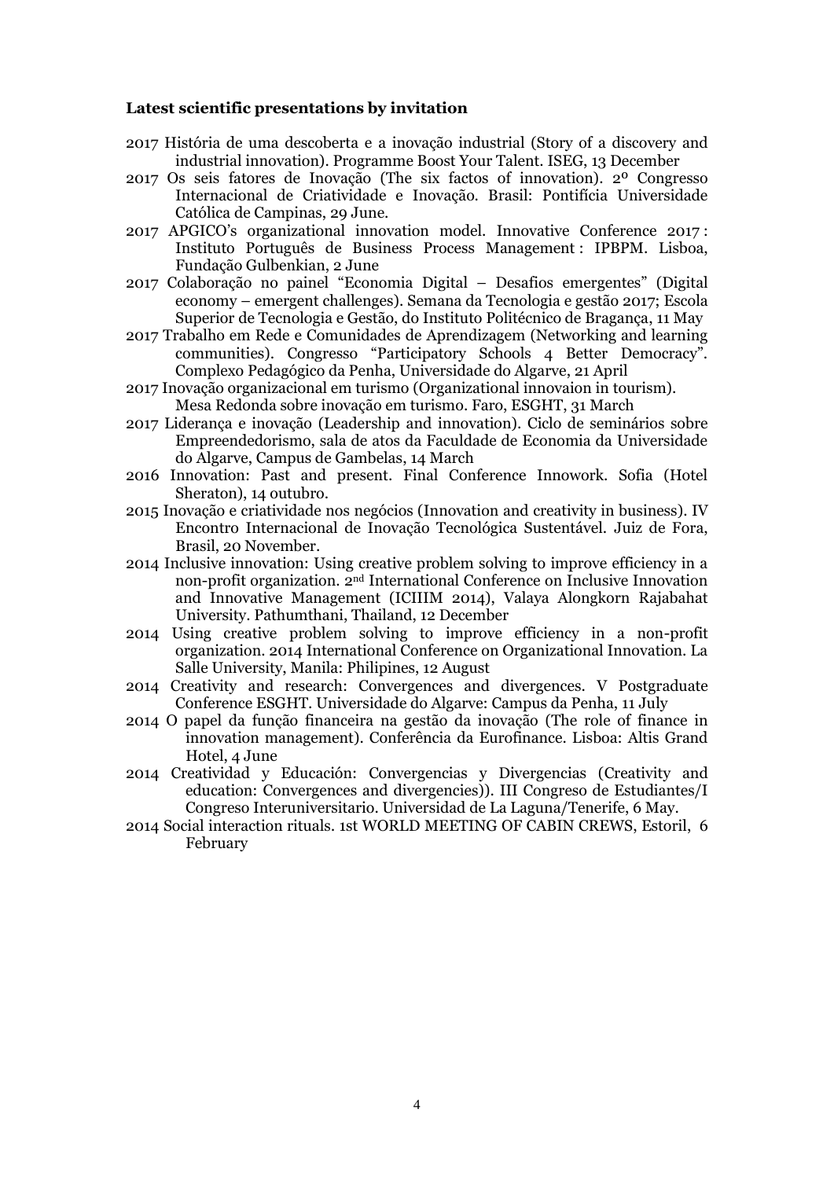**Latest scientific presentations by invitation**

2017 História de uma descoberta e a inovação industrial (Story of a discovery and industrial innovation). Programme Boost Your Talent. ISEG, 13 December

2017 Os seis fatores de Inovação (The six factos of innovation). 2º Congresso Internacional de Criatividade e Inovação. Brasil: Pontifícia Universidade Católica de Campinas, 29 June.

2017 APGICO's organizational innovation model. Innovative Conference 2017 : Instituto Português de Business Process Management : IPBPM. Lisboa, Fundação Gulbenkian, 2 June

2017 Colaboração no painel "Economia Digital – Desafios emergentes" (Digital economy – emergent challenges). Semana da Tecnologia e gestão 2017; Escola Superior de Tecnologia e Gestão, do Instituto Politécnico de Bragança, 11 May

2017 Trabalho em Rede e Comunidades de Aprendizagem (Networking and learning communities). Congresso "Participatory Schools 4 Better Democracy". Complexo Pedagógico da Penha, Universidade do Algarve, 21 April

2017 Inovação organizacional em turismo (Organizational innovaion in tourism). Mesa Redonda sobre inovação em turismo. Faro, ESGHT, 31 March

2017 Liderança e inovação (Leadership and innovation). Ciclo de seminários sobre Empreendedorismo, sala de atos da Faculdade de Economia da Universidade do Algarve, Campus de Gambelas, 14 March

2016 Innovation: Past and present. Final Conference Innowork. Sofia (Hotel Sheraton), 14 outubro.

2015 Inovação e criatividade nos negócios (Innovation and creativity in business). IV Encontro Internacional de Inovação Tecnológica Sustentável. Juiz de Fora, Brasil, 20 November.

2014 Inclusive innovation: Using creative problem solving to improve efficiency in a non-profit organization. 2nd International Conference on Inclusive Innovation and Innovative Management (ICIIIM 2014), Valaya Alongkorn Rajabahat University. Pathumthani, Thailand, 12 December

2014 Using creative problem solving to improve efficiency in a non-profit organization. 2014 International Conference on Organizational Innovation. La Salle University, Manila: Philipines, 12 August

2014 Creativity and research: Convergences and divergences. V Postgraduate Conference ESGHT. Universidade do Algarve: Campus da Penha, 11 July

2014 O papel da função financeira na gestão da inovação (The role of finance in innovation management). Conferência da Eurofinance. Lisboa: Altis Grand Hotel, 4 June

2014 Creatividad y Educación: Convergencias y Divergencias (Creativity and education: Convergences and divergencies)). III Congreso de Estudiantes/I Congreso Interuniversitario. Universidad de La Laguna/Tenerife, 6 May.

2014 Social interaction rituals. 1st WORLD MEETING OF CABIN CREWS, Estoril, 6 February